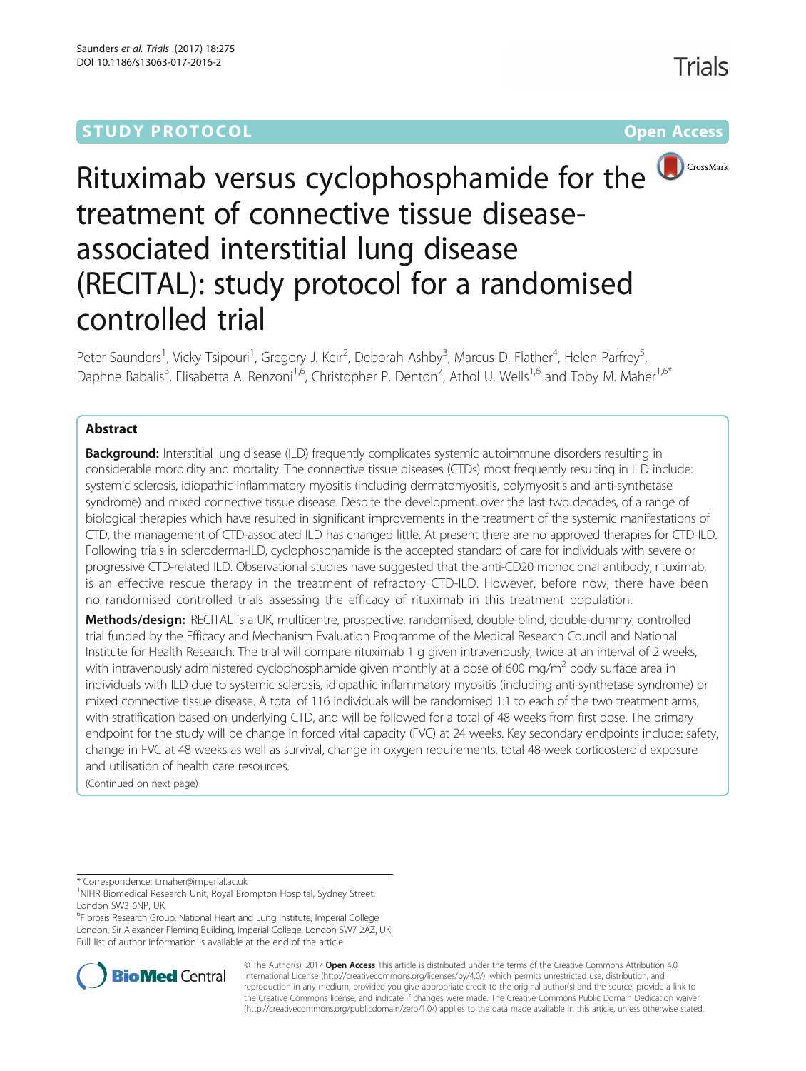STUDY PROTOCOL Open Access

# Rituximab versus cyclophosphamide for the treatment of connective tissue disease-associated interstitial lung disease (RECITAL): study protocol for a randomised controlled trial

Peter Saunders[1], Vicky Tsipouri[1], Gregory J. Keir[2], Deborah Ashby[3], Marcus D. Flather[4], Helen Parfrey[5], Daphne Babalis[3], Elisabetta A. Renzoni[1,6], Christopher P. Denton[7], Athol U. Wells[1,6] and Toby M. Maher[1,6*]

## Abstract

**Background:** Interstitial lung disease (ILD) frequently complicates systemic autoimmune disorders resulting in considerable morbidity and mortality. The connective tissue diseases (CTDs) most frequently resulting in ILD include: systemic sclerosis, idiopathic inflammatory myositis (including dermatomyositis, polymyositis and anti-synthetase syndrome) and mixed connective tissue disease. Despite the development, over the last two decades, of a range of biological therapies which have resulted in significant improvements in the treatment of the systemic manifestations of CTD, the management of CTD-associated ILD has changed little. At present there are no approved therapies for CTD-ILD. Following trials in scleroderma-ILD, cyclophosphamide is the accepted standard of care for individuals with severe or progressive CTD-related ILD. Observational studies have suggested that the anti-CD20 monoclonal antibody, rituximab, is an effective rescue therapy in the treatment of refractory CTD-ILD. However, before now, there have been no randomised controlled trials assessing the efficacy of rituximab in this treatment population.

**Methods/design:** RECITAL is a UK, multicentre, prospective, randomised, double-blind, double-dummy, controlled trial funded by the Efficacy and Mechanism Evaluation Programme of the Medical Research Council and National Institute for Health Research. The trial will compare rituximab 1 g given intravenously, twice at an interval of 2 weeks, with intravenously administered cyclophosphamide given monthly at a dose of 600 mg/m$^2$ body surface area in individuals with ILD due to systemic sclerosis, idiopathic inflammatory myositis (including anti-synthetase syndrome) or mixed connective tissue disease. A total of 116 individuals will be randomised 1:1 to each of the two treatment arms, with stratification based on underlying CTD, and will be followed for a total of 48 weeks from first dose. The primary endpoint for the study will be change in forced vital capacity (FVC) at 24 weeks. Key secondary endpoints include: safety, change in FVC at 48 weeks as well as survival, change in oxygen requirements, total 48-week corticosteroid exposure and utilisation of health care resources.

(Continued on next page)

\* Correspondence: t.maher@imperial.ac.uk

[1]NIHR Biomedical Research Unit, Royal Brompton Hospital, Sydney Street, London SW3 6NP, UK

[6]Fibrosis Research Group, National Heart and Lung Institute, Imperial College London, Sir Alexander Fleming Building, Imperial College, London SW7 2AZ, UK

Full list of author information is available at the end of the article

© The Author(s). 2017 **Open Access** This article is distributed under the terms of the Creative Commons Attribution 4.0 International License (http://creativecommons.org/licenses/by/4.0/), which permits unrestricted use, distribution, and reproduction in any medium, provided you give appropriate credit to the original author(s) and the source, provide a link to the Creative Commons license, and indicate if changes were made. The Creative Commons Public Domain Dedication waiver (http://creativecommons.org/publicdomain/zero/1.0/) applies to the data made available in this article, unless otherwise stated.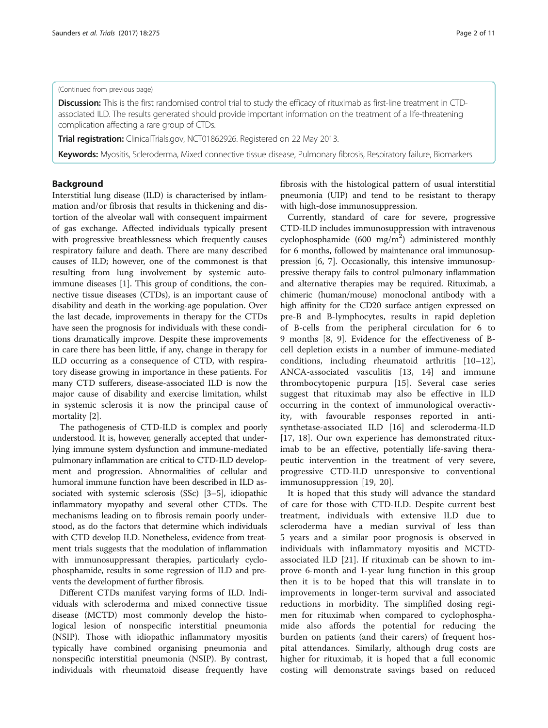(Continued from previous page)

**Discussion:** This is the first randomised control trial to study the efficacy of rituximab as first-line treatment in CTD-associated ILD. The results generated should provide important information on the treatment of a life-threatening complication affecting a rare group of CTDs.

**Trial registration:** ClinicalTrials.gov, NCT01862926. Registered on 22 May 2013.

**Keywords:** Myositis, Scleroderma, Mixed connective tissue disease, Pulmonary fibrosis, Respiratory failure, Biomarkers

## Background

Interstitial lung disease (ILD) is characterised by inflammation and/or fibrosis that results in thickening and distortion of the alveolar wall with consequent impairment of gas exchange. Affected individuals typically present with progressive breathlessness which frequently causes respiratory failure and death. There are many described causes of ILD; however, one of the commonest is that resulting from lung involvement by systemic autoimmune diseases [1]. This group of conditions, the connective tissue diseases (CTDs), is an important cause of disability and death in the working-age population. Over the last decade, improvements in therapy for the CTDs have seen the prognosis for individuals with these conditions dramatically improve. Despite these improvements in care there has been little, if any, change in therapy for ILD occurring as a consequence of CTD, with respiratory disease growing in importance in these patients. For many CTD sufferers, disease-associated ILD is now the major cause of disability and exercise limitation, whilst in systemic sclerosis it is now the principal cause of mortality [2].

The pathogenesis of CTD-ILD is complex and poorly understood. It is, however, generally accepted that underlying immune system dysfunction and immune-mediated pulmonary inflammation are critical to CTD-ILD development and progression. Abnormalities of cellular and humoral immune function have been described in ILD associated with systemic sclerosis (SSc) [3–5], idiopathic inflammatory myopathy and several other CTDs. The mechanisms leading on to fibrosis remain poorly understood, as do the factors that determine which individuals with CTD develop ILD. Nonetheless, evidence from treatment trials suggests that the modulation of inflammation with immunosuppressant therapies, particularly cyclophosphamide, results in some regression of ILD and prevents the development of further fibrosis.

Different CTDs manifest varying forms of ILD. Individuals with scleroderma and mixed connective tissue disease (MCTD) most commonly develop the histological lesion of nonspecific interstitial pneumonia (NSIP). Those with idiopathic inflammatory myositis typically have combined organising pneumonia and nonspecific interstitial pneumonia (NSIP). By contrast, individuals with rheumatoid disease frequently have fibrosis with the histological pattern of usual interstitial pneumonia (UIP) and tend to be resistant to therapy with high-dose immunosuppression.

Currently, standard of care for severe, progressive CTD-ILD includes immunosuppression with intravenous cyclophosphamide (600 $mg/m^2$) administered monthly for 6 months, followed by maintenance oral immunosuppression [6, 7]. Occasionally, this intensive immunosuppressive therapy fails to control pulmonary inflammation and alternative therapies may be required. Rituximab, a chimeric (human/mouse) monoclonal antibody with a high affinity for the CD20 surface antigen expressed on pre-B and B-lymphocytes, results in rapid depletion of B-cells from the peripheral circulation for 6 to 9 months [8, 9]. Evidence for the effectiveness of B-cell depletion exists in a number of immune-mediated conditions, including rheumatoid arthritis [10–12], ANCA-associated vasculitis [13, 14] and immune thrombocytopenic purpura [15]. Several case series suggest that rituximab may also be effective in ILD occurring in the context of immunological overactivity, with favourable responses reported in anti-synthetase-associated ILD [16] and scleroderma-ILD [17, 18]. Our own experience has demonstrated rituximab to be an effective, potentially life-saving therapeutic intervention in the treatment of very severe, progressive CTD-ILD unresponsive to conventional immunosuppression [19, 20].

It is hoped that this study will advance the standard of care for those with CTD-ILD. Despite current best treatment, individuals with extensive ILD due to scleroderma have a median survival of less than 5 years and a similar poor prognosis is observed in individuals with inflammatory myositis and MCTD-associated ILD [21]. If rituximab can be shown to improve 6-month and 1-year lung function in this group then it is to be hoped that this will translate in to improvements in longer-term survival and associated reductions in morbidity. The simplified dosing regimen for rituximab when compared to cyclophosphamide also affords the potential for reducing the burden on patients (and their carers) of frequent hospital attendances. Similarly, although drug costs are higher for rituximab, it is hoped that a full economic costing will demonstrate savings based on reduced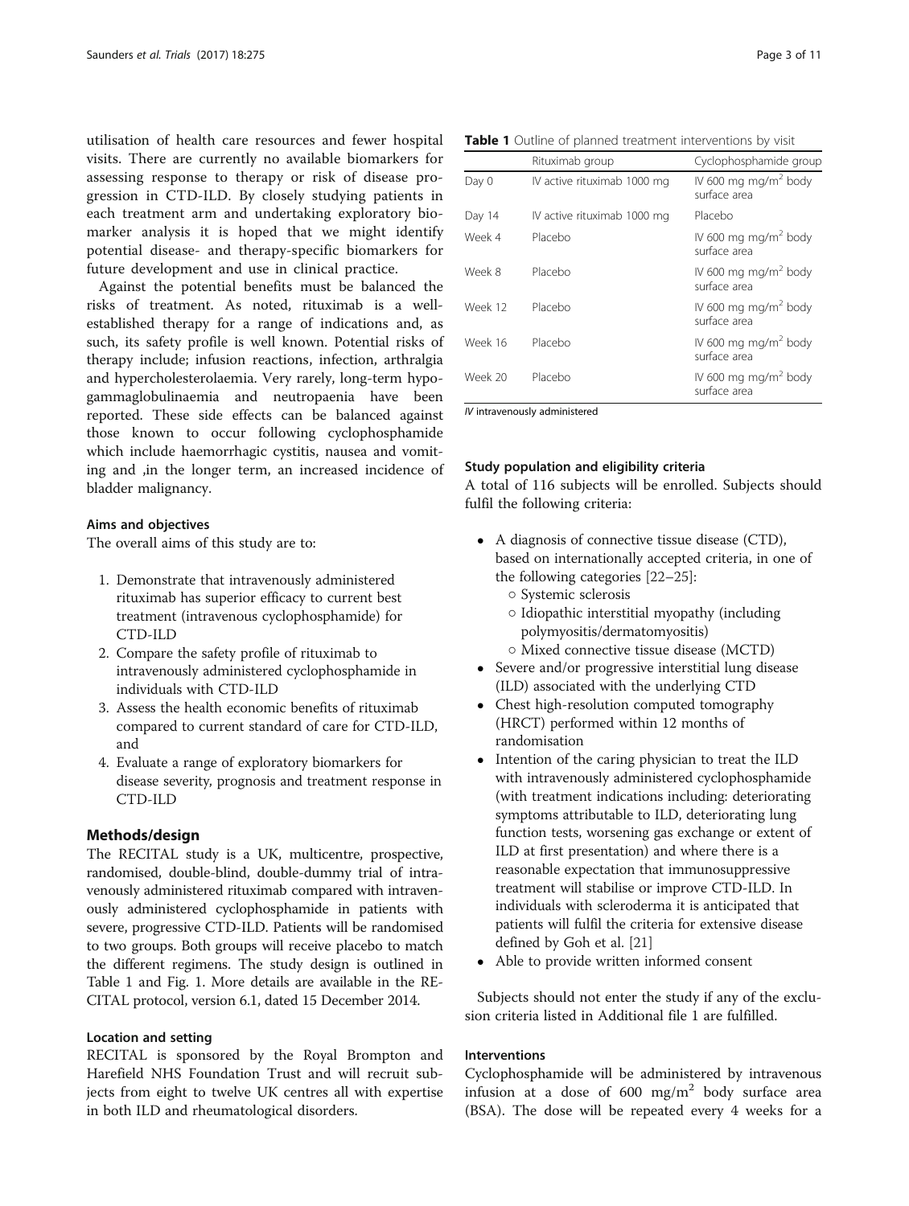utilisation of health care resources and fewer hospital visits. There are currently no available biomarkers for assessing response to therapy or risk of disease progression in CTD-ILD. By closely studying patients in each treatment arm and undertaking exploratory biomarker analysis it is hoped that we might identify potential disease- and therapy-specific biomarkers for future development and use in clinical practice.

Against the potential benefits must be balanced the risks of treatment. As noted, rituximab is a well-established therapy for a range of indications and, as such, its safety profile is well known. Potential risks of therapy include; infusion reactions, infection, arthralgia and hypercholesterolaemia. Very rarely, long-term hypogammaglobulinaemia and neutropaenia have been reported. These side effects can be balanced against those known to occur following cyclophosphamide which include haemorrhagic cystitis, nausea and vomiting and ,in the longer term, an increased incidence of bladder malignancy.

### Aims and objectives

The overall aims of this study are to:

1. Demonstrate that intravenously administered rituximab has superior efficacy to current best treatment (intravenous cyclophosphamide) for CTD-ILD
2. Compare the safety profile of rituximab to intravenously administered cyclophosphamide in individuals with CTD-ILD
3. Assess the health economic benefits of rituximab compared to current standard of care for CTD-ILD, and
4. Evaluate a range of exploratory biomarkers for disease severity, prognosis and treatment response in CTD-ILD

## Methods/design

The RECITAL study is a UK, multicentre, prospective, randomised, double-blind, double-dummy trial of intravenously administered rituximab compared with intravenously administered cyclophosphamide in patients with severe, progressive CTD-ILD. Patients will be randomised to two groups. Both groups will receive placebo to match the different regimens. The study design is outlined in Table 1 and Fig. 1. More details are available in the RECITAL protocol, version 6.1, dated 15 December 2014.

### Location and setting

RECITAL is sponsored by the Royal Brompton and Harefield NHS Foundation Trust and will recruit subjects from eight to twelve UK centres all with expertise in both ILD and rheumatological disorders.

**Table 1** Outline of planned treatment interventions by visit

| | Rituximab group | Cyclophosphamide group |
|---|---|---|
| Day 0 | IV active rituximab 1000 mg | IV 600 mg mg/m$^2$ body surface area |
| Day 14 | IV active rituximab 1000 mg | Placebo |
| Week 4 | Placebo | IV 600 mg mg/m$^2$ body surface area |
| Week 8 | Placebo | IV 600 mg mg/m$^2$ body surface area |
| Week 12 | Placebo | IV 600 mg mg/m$^2$ body surface area |
| Week 16 | Placebo | IV 600 mg mg/m$^2$ body surface area |
| Week 20 | Placebo | IV 600 mg mg/m$^2$ body surface area |

*IV* intravenously administered

### Study population and eligibility criteria

A total of 116 subjects will be enrolled. Subjects should fulfil the following criteria:

- A diagnosis of connective tissue disease (CTD), based on internationally accepted criteria, in one of the following categories [22–25]:
  - Systemic sclerosis
  - Idiopathic interstitial myopathy (including polymyositis/dermatomyositis)
  - Mixed connective tissue disease (MCTD)
- Severe and/or progressive interstitial lung disease (ILD) associated with the underlying CTD
- Chest high-resolution computed tomography (HRCT) performed within 12 months of randomisation
- Intention of the caring physician to treat the ILD with intravenously administered cyclophosphamide (with treatment indications including: deteriorating symptoms attributable to ILD, deteriorating lung function tests, worsening gas exchange or extent of ILD at first presentation) and where there is a reasonable expectation that immunosuppressive treatment will stabilise or improve CTD-ILD. In individuals with scleroderma it is anticipated that patients will fulfil the criteria for extensive disease defined by Goh et al. [21]
- Able to provide written informed consent

Subjects should not enter the study if any of the exclusion criteria listed in Additional file 1 are fulfilled.

### Interventions

Cyclophosphamide will be administered by intravenous infusion at a dose of 600 mg/m$^2$ body surface area (BSA). The dose will be repeated every 4 weeks for a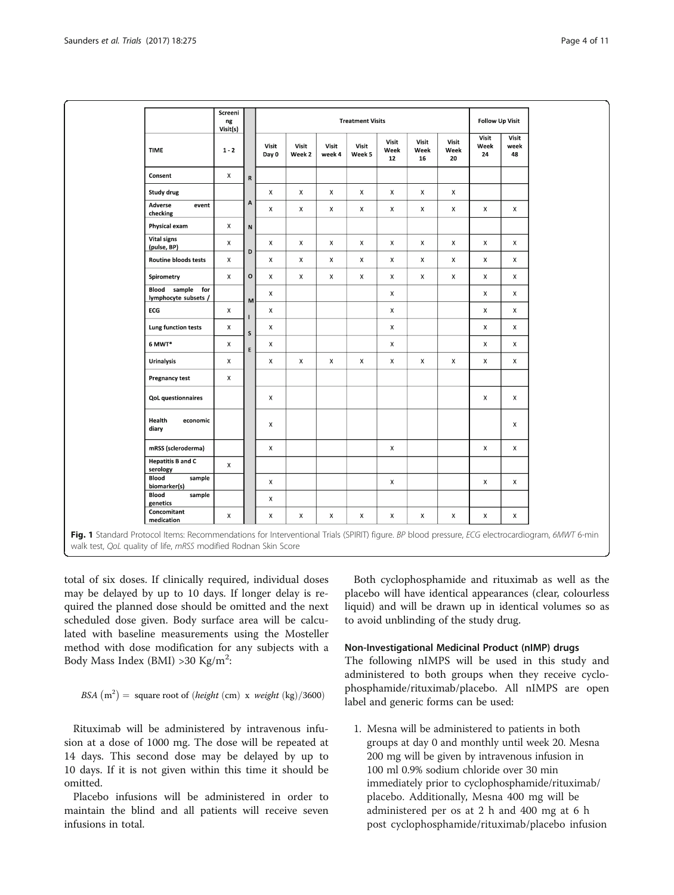| | Screening Visit(s) | | Treatment Visits | | | | | | | Follow Up Visit | |
|---|---|---|---|---|---|---|---|---|---|---|---|
| TIME | 1 - 2 | RANDOMISE | Visit Day 0 | Visit Week 2 | Visit week 4 | Visit Week 5 | Visit Week 12 | Visit Week 16 | Visit Week 20 | Visit Week 24 | Visit week 48 |
| Consent | X | | | | | | | | | | |
| Study drug | | | X | X | X | X | X | X | X | | |
| Adverse event checking | | | X | X | X | X | X | X | X | X | X |
| Physical exam | X | | | | | | | | | | |
| Vital signs (pulse, BP) | X | | X | X | X | X | X | X | X | X | X |
| Routine bloods tests | X | | X | X | X | X | X | X | X | X | X |
| Spirometry | X | | X | X | X | X | X | X | X | X | X |
| Blood sample for lymphocyte subsets / | | | X | | | | X | | | X | X |
| ECG | X | | X | | | | X | | | X | X |
| Lung function tests | X | | X | | | | X | | | X | X |
| 6 MWT* | X | | X | | | | X | | | X | X |
| Urinalysis | X | | X | X | X | X | X | X | X | X | X |
| Pregnancy test | X | | | | | | | | | | |
| QoL questionnaires | | | X | | | | | | | X | X |
| Health economic diary | | | X | | | | | | | | X |
| mRSS (scleroderma) | | | X | | | | X | | | X | X |
| Hepatitis B and C serology | X | | | | | | | | | | |
| Blood sample biomarker(s) | | | X | | | | X | | | X | X |
| Blood sample genetics | | | X | | | | | | | | |
| Concomitant medication | X | | X | X | X | X | X | X | X | X | X |

**Fig. 1** Standard Protocol Items: Recommendations for Interventional Trials (SPIRIT) figure. *BP* blood pressure, *ECG* electrocardiogram, *6MWT* 6-min walk test, *QoL* quality of life, *mRSS* modified Rodnan Skin Score

total of six doses. If clinically required, individual doses may be delayed by up to 10 days. If longer delay is required the planned dose should be omitted and the next scheduled dose given. Body surface area will be calculated with baseline measurements using the Mosteller method with dose modification for any subjects with a Body Mass Index (BMI) >30 Kg/m$^2$:

$$BSA\ (\mathrm{m}^2) = \text{ square root of } (height\ (\mathrm{cm})\ \text{ x }\ weight\ (\mathrm{kg})/3600)$$

Rituximab will be administered by intravenous infusion at a dose of 1000 mg. The dose will be repeated at 14 days. This second dose may be delayed by up to 10 days. If it is not given within this time it should be omitted.

Placebo infusions will be administered in order to maintain the blind and all patients will receive seven infusions in total.

Both cyclophosphamide and rituximab as well as the placebo will have identical appearances (clear, colourless liquid) and will be drawn up in identical volumes so as to avoid unblinding of the study drug.

#### Non-Investigational Medicinal Product (nIMP) drugs

The following nIMPS will be used in this study and administered to both groups when they receive cyclophosphamide/rituximab/placebo. All nIMPS are open label and generic forms can be used:

1. Mesna will be administered to patients in both groups at day 0 and monthly until week 20. Mesna 200 mg will be given by intravenous infusion in 100 ml 0.9% sodium chloride over 30 min immediately prior to cyclophosphamide/rituximab/placebo. Additionally, Mesna 400 mg will be administered per os at 2 h and 400 mg at 6 h post cyclophosphamide/rituximab/placebo infusion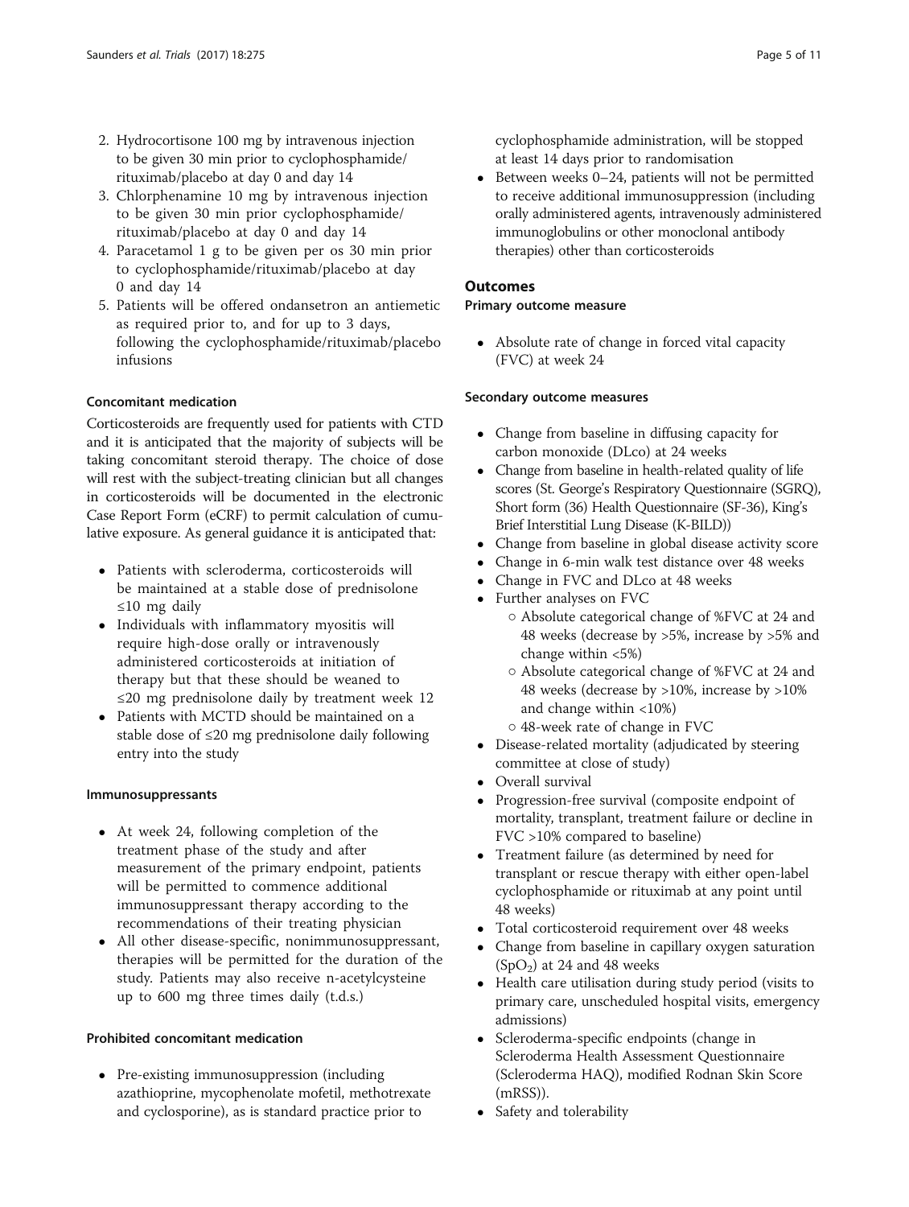2. Hydrocortisone 100 mg by intravenous injection to be given 30 min prior to cyclophosphamide/ rituximab/placebo at day 0 and day 14
3. Chlorphenamine 10 mg by intravenous injection to be given 30 min prior cyclophosphamide/ rituximab/placebo at day 0 and day 14
4. Paracetamol 1 g to be given per os 30 min prior to cyclophosphamide/rituximab/placebo at day 0 and day 14
5. Patients will be offered ondansetron an antiemetic as required prior to, and for up to 3 days, following the cyclophosphamide/rituximab/placebo infusions

#### Concomitant medication

Corticosteroids are frequently used for patients with CTD and it is anticipated that the majority of subjects will be taking concomitant steroid therapy. The choice of dose will rest with the subject-treating clinician but all changes in corticosteroids will be documented in the electronic Case Report Form (eCRF) to permit calculation of cumulative exposure. As general guidance it is anticipated that:

- Patients with scleroderma, corticosteroids will be maintained at a stable dose of prednisolone ≤10 mg daily
- Individuals with inflammatory myositis will require high-dose orally or intravenously administered corticosteroids at initiation of therapy but that these should be weaned to ≤20 mg prednisolone daily by treatment week 12
- Patients with MCTD should be maintained on a stable dose of ≤20 mg prednisolone daily following entry into the study

#### Immunosuppressants

- At week 24, following completion of the treatment phase of the study and after measurement of the primary endpoint, patients will be permitted to commence additional immunosuppressant therapy according to the recommendations of their treating physician
- All other disease-specific, nonimmunosuppressant, therapies will be permitted for the duration of the study. Patients may also receive n-acetylcysteine up to 600 mg three times daily (t.d.s.)

#### Prohibited concomitant medication

- Pre-existing immunosuppression (including azathioprine, mycophenolate mofetil, methotrexate and cyclosporine), as is standard practice prior to cyclophosphamide administration, will be stopped at least 14 days prior to randomisation
- Between weeks 0–24, patients will not be permitted to receive additional immunosuppression (including orally administered agents, intravenously administered immunoglobulins or other monoclonal antibody therapies) other than corticosteroids

### Outcomes

#### Primary outcome measure

- Absolute rate of change in forced vital capacity (FVC) at week 24

#### Secondary outcome measures

- Change from baseline in diffusing capacity for carbon monoxide (DLco) at 24 weeks
- Change from baseline in health-related quality of life scores (St. George's Respiratory Questionnaire (SGRQ), Short form (36) Health Questionnaire (SF-36), King's Brief Interstitial Lung Disease (K-BILD))
- Change from baseline in global disease activity score
- Change in 6-min walk test distance over 48 weeks
- Change in FVC and DLco at 48 weeks
- Further analyses on FVC
  - Absolute categorical change of %FVC at 24 and 48 weeks (decrease by >5%, increase by >5% and change within <5%)
  - Absolute categorical change of %FVC at 24 and 48 weeks (decrease by >10%, increase by >10% and change within <10%)
  - 48-week rate of change in FVC
- Disease-related mortality (adjudicated by steering committee at close of study)
- Overall survival
- Progression-free survival (composite endpoint of mortality, transplant, treatment failure or decline in FVC >10% compared to baseline)
- Treatment failure (as determined by need for transplant or rescue therapy with either open-label cyclophosphamide or rituximab at any point until 48 weeks)
- Total corticosteroid requirement over 48 weeks
- Change from baseline in capillary oxygen saturation ($SpO_2$) at 24 and 48 weeks
- Health care utilisation during study period (visits to primary care, unscheduled hospital visits, emergency admissions)
- Scleroderma-specific endpoints (change in Scleroderma Health Assessment Questionnaire (Scleroderma HAQ), modified Rodnan Skin Score (mRSS)).
- Safety and tolerability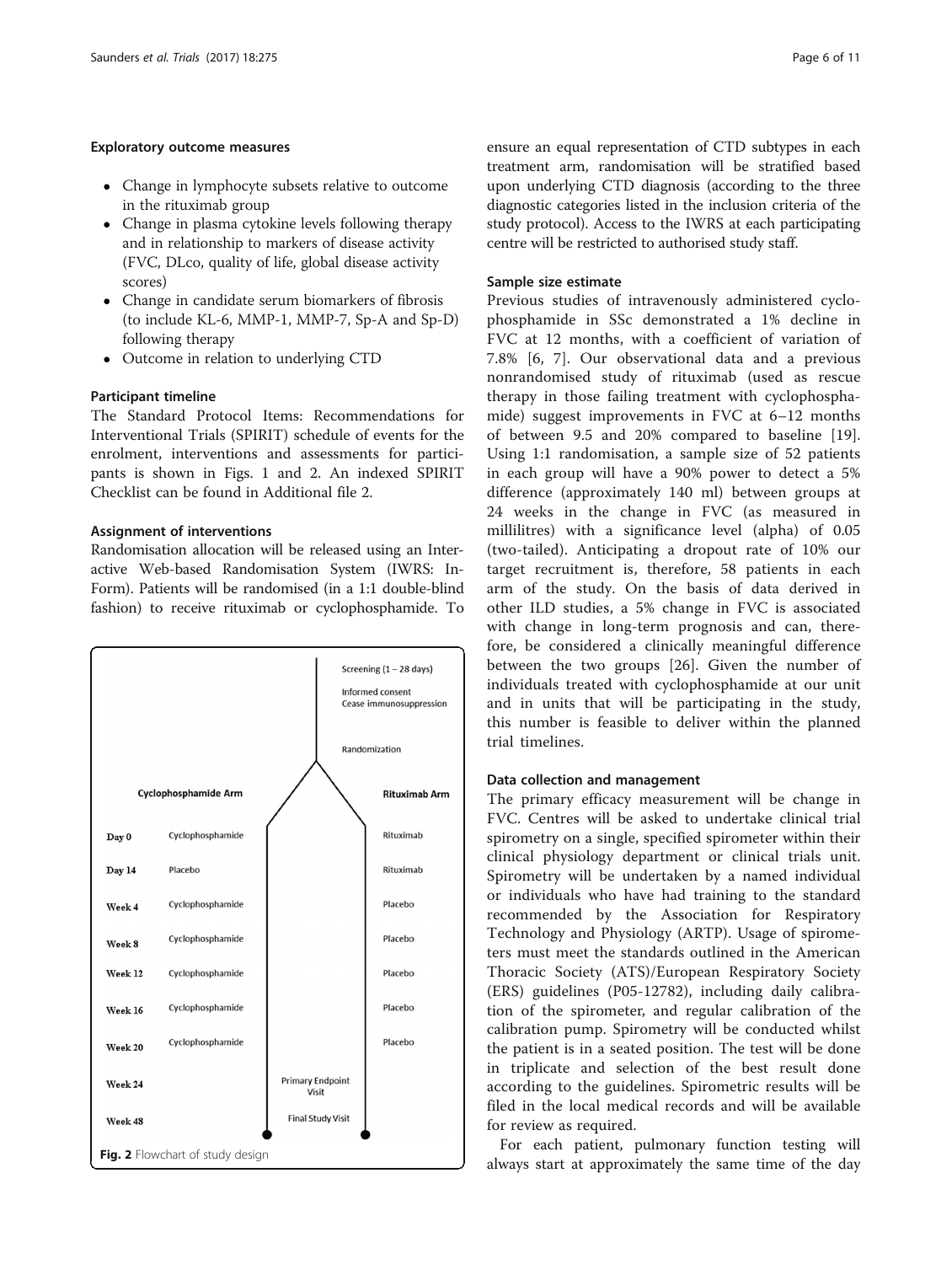#### Exploratory outcome measures

- Change in lymphocyte subsets relative to outcome in the rituximab group
- Change in plasma cytokine levels following therapy and in relationship to markers of disease activity (FVC, DLco, quality of life, global disease activity scores)
- Change in candidate serum biomarkers of fibrosis (to include KL-6, MMP-1, MMP-7, Sp-A and Sp-D) following therapy
- Outcome in relation to underlying CTD

#### Participant timeline

The Standard Protocol Items: Recommendations for Interventional Trials (SPIRIT) schedule of events for the enrolment, interventions and assessments for participants is shown in Figs. 1 and 2. An indexed SPIRIT Checklist can be found in Additional file 2.

#### Assignment of interventions

Randomisation allocation will be released using an Interactive Web-based Randomisation System (IWRS: In-Form). Patients will be randomised (in a 1:1 double-blind fashion) to receive rituximab or cyclophosphamide. To ensure an equal representation of CTD subtypes in each treatment arm, randomisation will be stratified based upon underlying CTD diagnosis (according to the three diagnostic categories listed in the inclusion criteria of the study protocol). Access to the IWRS at each participating centre will be restricted to authorised study staff.

| | Cyclophosphamide Arm | Rituximab Arm |
|---|---|---|
| Screening (1 – 28 days) | Informed consent, Cease immunosuppression | |
| Randomization | | |
| Day 0 | Cyclophosphamide | Rituximab |
| Day 14 | Placebo | Rituximab |
| Week 4 | Cyclophosphamide | Placebo |
| Week 8 | Cyclophosphamide | Placebo |
| Week 12 | Cyclophosphamide | Placebo |
| Week 16 | Cyclophosphamide | Placebo |
| Week 20 | Cyclophosphamide | Placebo |
| Week 24 | Primary Endpoint Visit | |
| Week 48 | Final Study Visit | |

**Fig. 2** Flowchart of study design

#### Sample size estimate

Previous studies of intravenously administered cyclophosphamide in SSc demonstrated a 1% decline in FVC at 12 months, with a coefficient of variation of 7.8% [6, 7]. Our observational data and a previous nonrandomised study of rituximab (used as rescue therapy in those failing treatment with cyclophosphamide) suggest improvements in FVC at 6–12 months of between 9.5 and 20% compared to baseline [19]. Using 1:1 randomisation, a sample size of 52 patients in each group will have a 90% power to detect a 5% difference (approximately 140 ml) between groups at 24 weeks in the change in FVC (as measured in millilitres) with a significance level (alpha) of 0.05 (two-tailed). Anticipating a dropout rate of 10% our target recruitment is, therefore, 58 patients in each arm of the study. On the basis of data derived in other ILD studies, a 5% change in FVC is associated with change in long-term prognosis and can, therefore, be considered a clinically meaningful difference between the two groups [26]. Given the number of individuals treated with cyclophosphamide at our unit and in units that will be participating in the study, this number is feasible to deliver within the planned trial timelines.

#### Data collection and management

The primary efficacy measurement will be change in FVC. Centres will be asked to undertake clinical trial spirometry on a single, specified spirometer within their clinical physiology department or clinical trials unit. Spirometry will be undertaken by a named individual or individuals who have had training to the standard recommended by the Association for Respiratory Technology and Physiology (ARTP). Usage of spirometers must meet the standards outlined in the American Thoracic Society (ATS)/European Respiratory Society (ERS) guidelines (P05-12782), including daily calibration of the spirometer, and regular calibration of the calibration pump. Spirometry will be conducted whilst the patient is in a seated position. The test will be done in triplicate and selection of the best result done according to the guidelines. Spirometric results will be filed in the local medical records and will be available for review as required.

For each patient, pulmonary function testing will always start at approximately the same time of the day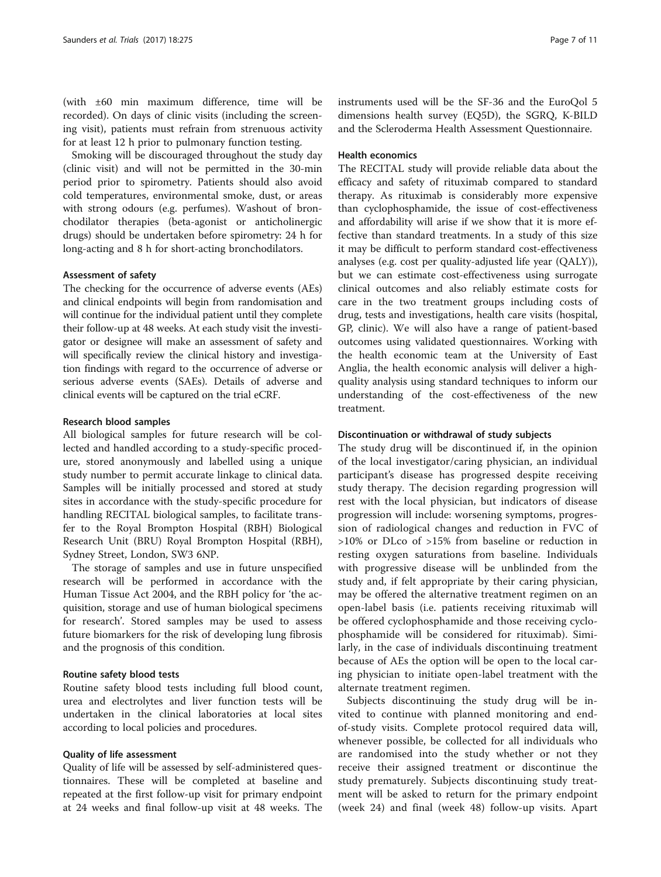(with ±60 min maximum difference, time will be recorded). On days of clinic visits (including the screening visit), patients must refrain from strenuous activity for at least 12 h prior to pulmonary function testing.

Smoking will be discouraged throughout the study day (clinic visit) and will not be permitted in the 30-min period prior to spirometry. Patients should also avoid cold temperatures, environmental smoke, dust, or areas with strong odours (e.g. perfumes). Washout of bronchodilator therapies (beta-agonist or anticholinergic drugs) should be undertaken before spirometry: 24 h for long-acting and 8 h for short-acting bronchodilators.

#### Assessment of safety

The checking for the occurrence of adverse events (AEs) and clinical endpoints will begin from randomisation and will continue for the individual patient until they complete their follow-up at 48 weeks. At each study visit the investigator or designee will make an assessment of safety and will specifically review the clinical history and investigation findings with regard to the occurrence of adverse or serious adverse events (SAEs). Details of adverse and clinical events will be captured on the trial eCRF.

#### Research blood samples

All biological samples for future research will be collected and handled according to a study-specific procedure, stored anonymously and labelled using a unique study number to permit accurate linkage to clinical data. Samples will be initially processed and stored at study sites in accordance with the study-specific procedure for handling RECITAL biological samples, to facilitate transfer to the Royal Brompton Hospital (RBH) Biological Research Unit (BRU) Royal Brompton Hospital (RBH), Sydney Street, London, SW3 6NP.

The storage of samples and use in future unspecified research will be performed in accordance with the Human Tissue Act 2004, and the RBH policy for 'the acquisition, storage and use of human biological specimens for research'. Stored samples may be used to assess future biomarkers for the risk of developing lung fibrosis and the prognosis of this condition.

#### Routine safety blood tests

Routine safety blood tests including full blood count, urea and electrolytes and liver function tests will be undertaken in the clinical laboratories at local sites according to local policies and procedures.

#### Quality of life assessment

Quality of life will be assessed by self-administered questionnaires. These will be completed at baseline and repeated at the first follow-up visit for primary endpoint at 24 weeks and final follow-up visit at 48 weeks. The instruments used will be the SF-36 and the EuroQol 5 dimensions health survey (EQ5D), the SGRQ, K-BILD and the Scleroderma Health Assessment Questionnaire.

#### Health economics

The RECITAL study will provide reliable data about the efficacy and safety of rituximab compared to standard therapy. As rituximab is considerably more expensive than cyclophosphamide, the issue of cost-effectiveness and affordability will arise if we show that it is more effective than standard treatments. In a study of this size it may be difficult to perform standard cost-effectiveness analyses (e.g. cost per quality-adjusted life year (QALY)), but we can estimate cost-effectiveness using surrogate clinical outcomes and also reliably estimate costs for care in the two treatment groups including costs of drug, tests and investigations, health care visits (hospital, GP, clinic). We will also have a range of patient-based outcomes using validated questionnaires. Working with the health economic team at the University of East Anglia, the health economic analysis will deliver a high-quality analysis using standard techniques to inform our understanding of the cost-effectiveness of the new treatment.

#### Discontinuation or withdrawal of study subjects

The study drug will be discontinued if, in the opinion of the local investigator/caring physician, an individual participant's disease has progressed despite receiving study therapy. The decision regarding progression will rest with the local physician, but indicators of disease progression will include: worsening symptoms, progression of radiological changes and reduction in FVC of >10% or DLco of >15% from baseline or reduction in resting oxygen saturations from baseline. Individuals with progressive disease will be unblinded from the study and, if felt appropriate by their caring physician, may be offered the alternative treatment regimen on an open-label basis (i.e. patients receiving rituximab will be offered cyclophosphamide and those receiving cyclophosphamide will be considered for rituximab). Similarly, in the case of individuals discontinuing treatment because of AEs the option will be open to the local caring physician to initiate open-label treatment with the alternate treatment regimen.

Subjects discontinuing the study drug will be invited to continue with planned monitoring and end-of-study visits. Complete protocol required data will, whenever possible, be collected for all individuals who are randomised into the study whether or not they receive their assigned treatment or discontinue the study prematurely. Subjects discontinuing study treatment will be asked to return for the primary endpoint (week 24) and final (week 48) follow-up visits. Apart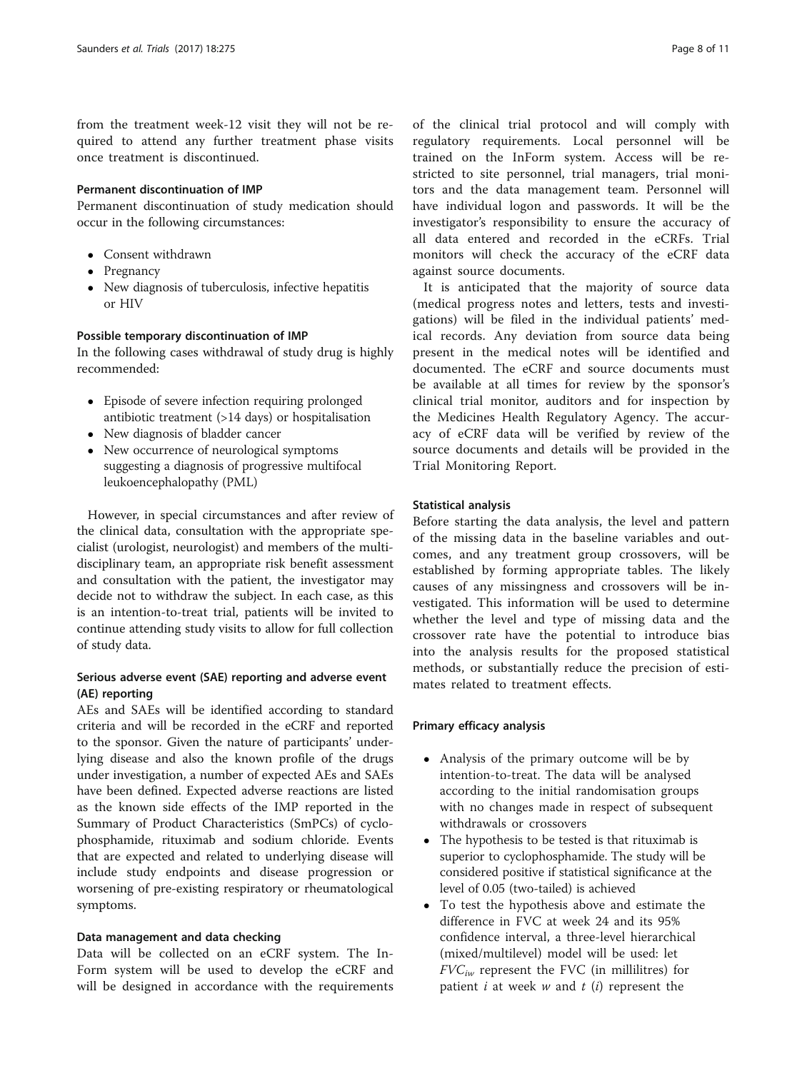from the treatment week-12 visit they will not be required to attend any further treatment phase visits once treatment is discontinued.

#### Permanent discontinuation of IMP

Permanent discontinuation of study medication should occur in the following circumstances:

- Consent withdrawn
- Pregnancy
- New diagnosis of tuberculosis, infective hepatitis or HIV

#### Possible temporary discontinuation of IMP

In the following cases withdrawal of study drug is highly recommended:

- Episode of severe infection requiring prolonged antibiotic treatment (>14 days) or hospitalisation
- New diagnosis of bladder cancer
- New occurrence of neurological symptoms suggesting a diagnosis of progressive multifocal leukoencephalopathy (PML)

However, in special circumstances and after review of the clinical data, consultation with the appropriate specialist (urologist, neurologist) and members of the multidisciplinary team, an appropriate risk benefit assessment and consultation with the patient, the investigator may decide not to withdraw the subject. In each case, as this is an intention-to-treat trial, patients will be invited to continue attending study visits to allow for full collection of study data.

### Serious adverse event (SAE) reporting and adverse event (AE) reporting

AEs and SAEs will be identified according to standard criteria and will be recorded in the eCRF and reported to the sponsor. Given the nature of participants' underlying disease and also the known profile of the drugs under investigation, a number of expected AEs and SAEs have been defined. Expected adverse reactions are listed as the known side effects of the IMP reported in the Summary of Product Characteristics (SmPCs) of cyclophosphamide, rituximab and sodium chloride. Events that are expected and related to underlying disease will include study endpoints and disease progression or worsening of pre-existing respiratory or rheumatological symptoms.

#### Data management and data checking

Data will be collected on an eCRF system. The InForm system will be used to develop the eCRF and will be designed in accordance with the requirements of the clinical trial protocol and will comply with regulatory requirements. Local personnel will be trained on the InForm system. Access will be restricted to site personnel, trial managers, trial monitors and the data management team. Personnel will have individual logon and passwords. It will be the investigator's responsibility to ensure the accuracy of all data entered and recorded in the eCRFs. Trial monitors will check the accuracy of the eCRF data against source documents.

It is anticipated that the majority of source data (medical progress notes and letters, tests and investigations) will be filed in the individual patients' medical records. Any deviation from source data being present in the medical notes will be identified and documented. The eCRF and source documents must be available at all times for review by the sponsor's clinical trial monitor, auditors and for inspection by the Medicines Health Regulatory Agency. The accuracy of eCRF data will be verified by review of the source documents and details will be provided in the Trial Monitoring Report.

#### Statistical analysis

Before starting the data analysis, the level and pattern of the missing data in the baseline variables and outcomes, and any treatment group crossovers, will be established by forming appropriate tables. The likely causes of any missingness and crossovers will be investigated. This information will be used to determine whether the level and type of missing data and the crossover rate have the potential to introduce bias into the analysis results for the proposed statistical methods, or substantially reduce the precision of estimates related to treatment effects.

#### Primary efficacy analysis

- Analysis of the primary outcome will be by intention-to-treat. The data will be analysed according to the initial randomisation groups with no changes made in respect of subsequent withdrawals or crossovers
- The hypothesis to be tested is that rituximab is superior to cyclophosphamide. The study will be considered positive if statistical significance at the level of 0.05 (two-tailed) is achieved
- To test the hypothesis above and estimate the difference in FVC at week 24 and its 95% confidence interval, a three-level hierarchical (mixed/multilevel) model will be used: let $FVC_{iw}$ represent the FVC (in millilitres) for patient $i$ at week $w$ and $t(i)$ represent the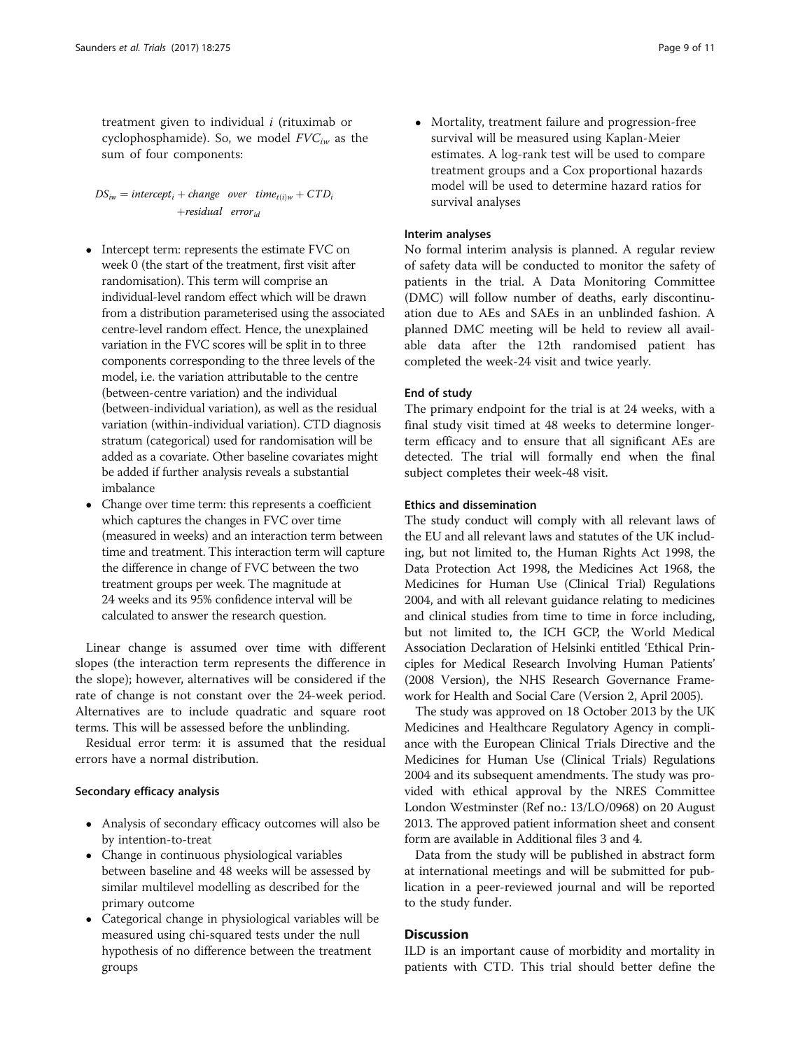treatment given to individual $i$ (rituximab or cyclophosphamide). So, we model $FVC_{iw}$ as the sum of four components:

$$DS_{iw} = intercept_i + change \quad over \quad time_{t(i)w} + CTD_i + residual \quad error_{id}$$

- Intercept term: represents the estimate FVC on week 0 (the start of the treatment, first visit after randomisation). This term will comprise an individual-level random effect which will be drawn from a distribution parameterised using the associated centre-level random effect. Hence, the unexplained variation in the FVC scores will be split in to three components corresponding to the three levels of the model, i.e. the variation attributable to the centre (between-centre variation) and the individual (between-individual variation), as well as the residual variation (within-individual variation). CTD diagnosis stratum (categorical) used for randomisation will be added as a covariate. Other baseline covariates might be added if further analysis reveals a substantial imbalance
- Change over time term: this represents a coefficient which captures the changes in FVC over time (measured in weeks) and an interaction term between time and treatment. This interaction term will capture the difference in change of FVC between the two treatment groups per week. The magnitude at 24 weeks and its 95% confidence interval will be calculated to answer the research question.

Linear change is assumed over time with different slopes (the interaction term represents the difference in the slope); however, alternatives will be considered if the rate of change is not constant over the 24-week period. Alternatives are to include quadratic and square root terms. This will be assessed before the unblinding.

Residual error term: it is assumed that the residual errors have a normal distribution.

#### Secondary efficacy analysis

- Analysis of secondary efficacy outcomes will also be by intention-to-treat
- Change in continuous physiological variables between baseline and 48 weeks will be assessed by similar multilevel modelling as described for the primary outcome
- Categorical change in physiological variables will be measured using chi-squared tests under the null hypothesis of no difference between the treatment groups
- Mortality, treatment failure and progression-free survival will be measured using Kaplan-Meier estimates. A log-rank test will be used to compare treatment groups and a Cox proportional hazards model will be used to determine hazard ratios for survival analyses

#### Interim analyses

No formal interim analysis is planned. A regular review of safety data will be conducted to monitor the safety of patients in the trial. A Data Monitoring Committee (DMC) will follow number of deaths, early discontinuation due to AEs and SAEs in an unblinded fashion. A planned DMC meeting will be held to review all available data after the 12th randomised patient has completed the week-24 visit and twice yearly.

#### End of study

The primary endpoint for the trial is at 24 weeks, with a final study visit timed at 48 weeks to determine longer-term efficacy and to ensure that all significant AEs are detected. The trial will formally end when the final subject completes their week-48 visit.

#### Ethics and dissemination

The study conduct will comply with all relevant laws of the EU and all relevant laws and statutes of the UK including, but not limited to, the Human Rights Act 1998, the Data Protection Act 1998, the Medicines Act 1968, the Medicines for Human Use (Clinical Trial) Regulations 2004, and with all relevant guidance relating to medicines and clinical studies from time to time in force including, but not limited to, the ICH GCP, the World Medical Association Declaration of Helsinki entitled 'Ethical Principles for Medical Research Involving Human Patients' (2008 Version), the NHS Research Governance Framework for Health and Social Care (Version 2, April 2005).

The study was approved on 18 October 2013 by the UK Medicines and Healthcare Regulatory Agency in compliance with the European Clinical Trials Directive and the Medicines for Human Use (Clinical Trials) Regulations 2004 and its subsequent amendments. The study was provided with ethical approval by the NRES Committee London Westminster (Ref no.: 13/LO/0968) on 20 August 2013. The approved patient information sheet and consent form are available in Additional files 3 and 4.

Data from the study will be published in abstract form at international meetings and will be submitted for publication in a peer-reviewed journal and will be reported to the study funder.

## Discussion

ILD is an important cause of morbidity and mortality in patients with CTD. This trial should better define the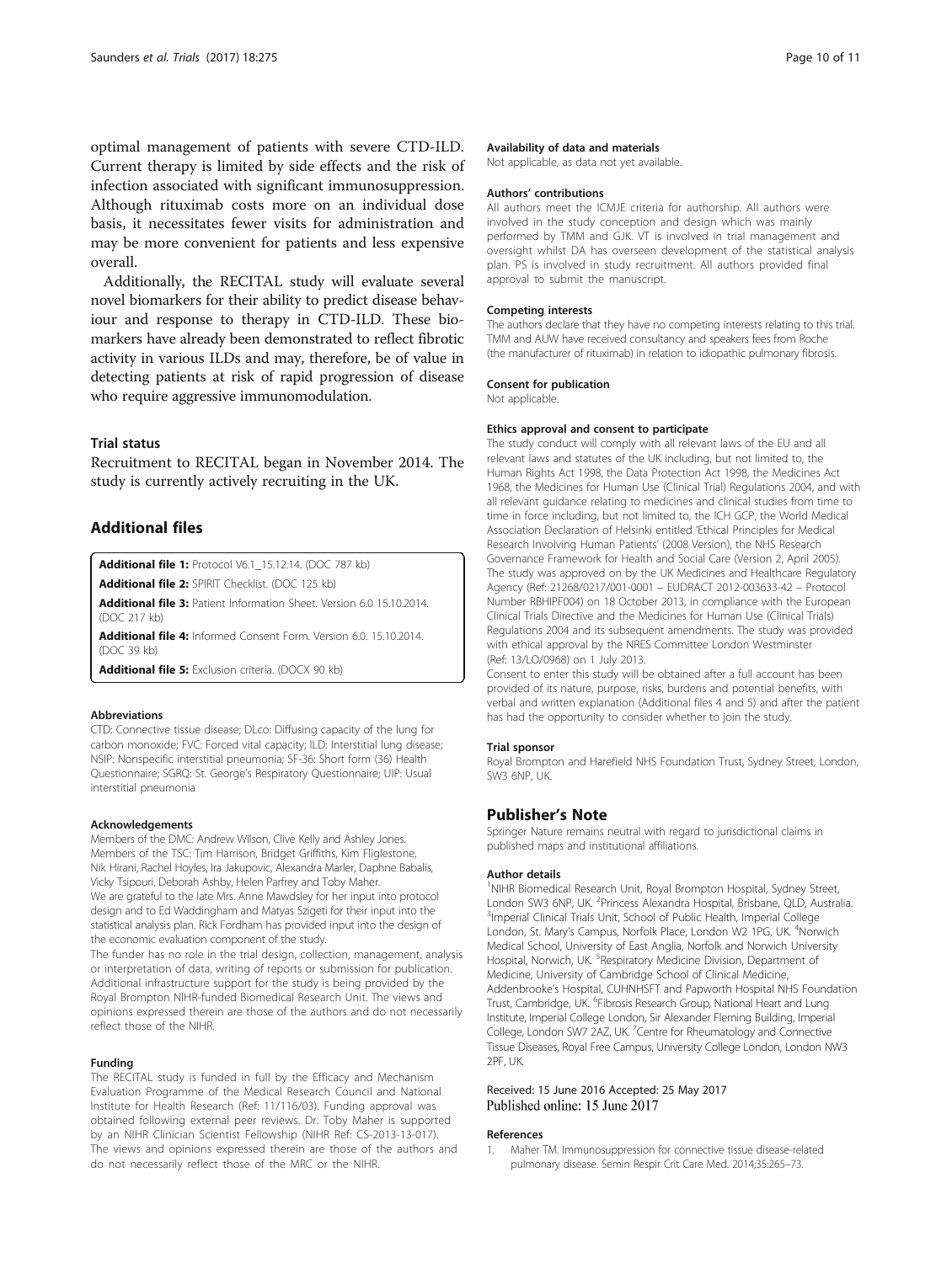optimal management of patients with severe CTD-ILD. Current therapy is limited by side effects and the risk of infection associated with significant immunosuppression. Although rituximab costs more on an individual dose basis, it necessitates fewer visits for administration and may be more convenient for patients and less expensive overall.

Additionally, the RECITAL study will evaluate several novel biomarkers for their ability to predict disease behaviour and response to therapy in CTD-ILD. These biomarkers have already been demonstrated to reflect fibrotic activity in various ILDs and may, therefore, be of value in detecting patients at risk of rapid progression of disease who require aggressive immunomodulation.

## Trial status

Recruitment to RECITAL began in November 2014. The study is currently actively recruiting in the UK.

## Additional files

**Additional file 1:** Protocol V6.1_15.12.14. (DOC 787 kb)

**Additional file 2:** SPIRIT Checklist. (DOC 125 kb)

**Additional file 3:** Patient Information Sheet. Version 6.0 15.10.2014. (DOC 217 kb)

**Additional file 4:** Informed Consent Form. Version 6.0. 15.10.2014. (DOC 39 kb)

**Additional file 5:** Exclusion criteria. (DOCX 90 kb)

#### Abbreviations

CTD: Connective tissue disease; DLco: Diffusing capacity of the lung for carbon monoxide; FVC: Forced vital capacity; ILD: Interstitial lung disease; NSIP: Nonspecific interstitial pneumonia; SF-36: Short form (36) Health Questionnaire; SGRQ: St. George's Respiratory Questionnaire; UIP: Usual interstitial pneumonia

#### Acknowledgements

Members of the DMC: Andrew Wilson, Clive Kelly and Ashley Jones. Members of the TSC: Tim Harrison, Bridget Griffiths, Kim Fligelstone, Nik Hirani, Rachel Hoyles, Ira Jakupovic, Alexandra Marler, Daphne Babalis, Vicky Tsipouri, Deborah Ashby, Helen Parfrey and Toby Maher. We are grateful to the late Mrs. Anne Mawdsley for her input into protocol design and to Ed Waddingham and Matyas Szigeti for their input into the statistical analysis plan. Rick Fordham has provided input into the design of the economic evaluation component of the study.

The funder has no role in the trial design, collection, management, analysis or interpretation of data, writing of reports or submission for publication. Additional infrastructure support for the study is being provided by the Royal Brompton NIHR-funded Biomedical Research Unit. The views and opinions expressed therein are those of the authors and do not necessarily reflect those of the NIHR.

#### Funding

The RECITAL study is funded in full by the Efficacy and Mechanism Evaluation Programme of the Medical Research Council and National Institute for Health Research (Ref: 11/116/03). Funding approval was obtained following external peer reviews. Dr. Toby Maher is supported by an NIHR Clinician Scientist Fellowship (NIHR Ref: CS-2013-13-017). The views and opinions expressed therein are those of the authors and do not necessarily reflect those of the MRC or the NIHR.

#### Availability of data and materials

Not applicable, as data not yet available.

#### Authors' contributions

All authors meet the ICMJE criteria for authorship. All authors were involved in the study conception and design which was mainly performed by TMM and GJK. VT is involved in trial management and oversight whilst DA has overseen development of the statistical analysis plan. PS is involved in study recruitment. All authors provided final approval to submit the manuscript.

#### Competing interests

The authors declare that they have no competing interests relating to this trial. TMM and AUW have received consultancy and speakers fees from Roche (the manufacturer of rituximab) in relation to idiopathic pulmonary fibrosis.

#### Consent for publication

Not applicable.

#### Ethics approval and consent to participate

The study conduct will comply with all relevant laws of the EU and all relevant laws and statutes of the UK including, but not limited to, the Human Rights Act 1998, the Data Protection Act 1998, the Medicines Act 1968, the Medicines for Human Use (Clinical Trial) Regulations 2004, and with all relevant guidance relating to medicines and clinical studies from time to time in force including, but not limited to, the ICH GCP, the World Medical Association Declaration of Helsinki entitled 'Ethical Principles for Medical Research Involving Human Patients' (2008 Version), the NHS Research Governance Framework for Health and Social Care (Version 2, April 2005). The study was approved on by the UK Medicines and Healthcare Regulatory Agency (Ref: 21268/0217/001-0001 – EUDRACT 2012-003633-42 – Protocol Number RBHIPF004) on 18 October 2013, in compliance with the European Clinical Trials Directive and the Medicines for Human Use (Clinical Trials) Regulations 2004 and its subsequent amendments. The study was provided with ethical approval by the NRES Committee London Westminster (Ref: 13/LO/0968) on 1 July 2013.

Consent to enter this study will be obtained after a full account has been provided of its nature, purpose, risks, burdens and potential benefits, with verbal and written explanation (Additional files 4 and 5) and after the patient has had the opportunity to consider whether to join the study.

#### Trial sponsor

Royal Brompton and Harefield NHS Foundation Trust, Sydney Street, London, SW3 6NP, UK.

## Publisher's Note

Springer Nature remains neutral with regard to jurisdictional claims in published maps and institutional affiliations.

#### Author details

[1]NIHR Biomedical Research Unit, Royal Brompton Hospital, Sydney Street, London SW3 6NP, UK. [2]Princess Alexandra Hospital, Brisbane, QLD, Australia. [3]Imperial Clinical Trials Unit, School of Public Health, Imperial College London, St. Mary's Campus, Norfolk Place, London W2 1PG, UK. [4]Norwich Medical School, University of East Anglia, Norfolk and Norwich University Hospital, Norwich, UK. [5]Respiratory Medicine Division, Department of Medicine, University of Cambridge School of Clinical Medicine, Addenbrooke's Hospital, CUHNHSFT and Papworth Hospital NHS Foundation Trust, Cambridge, UK. [6]Fibrosis Research Group, National Heart and Lung Institute, Imperial College London, Sir Alexander Fleming Building, Imperial College, London SW7 2AZ, UK. [7]Centre for Rheumatology and Connective Tissue Diseases, Royal Free Campus, University College London, London NW3 2PF, UK.

Received: 15 June 2016 Accepted: 25 May 2017
Published online: 15 June 2017

#### References

1. Maher TM. Immunosuppression for connective tissue disease-related pulmonary disease. Semin Respir Crit Care Med. 2014;35:265–73.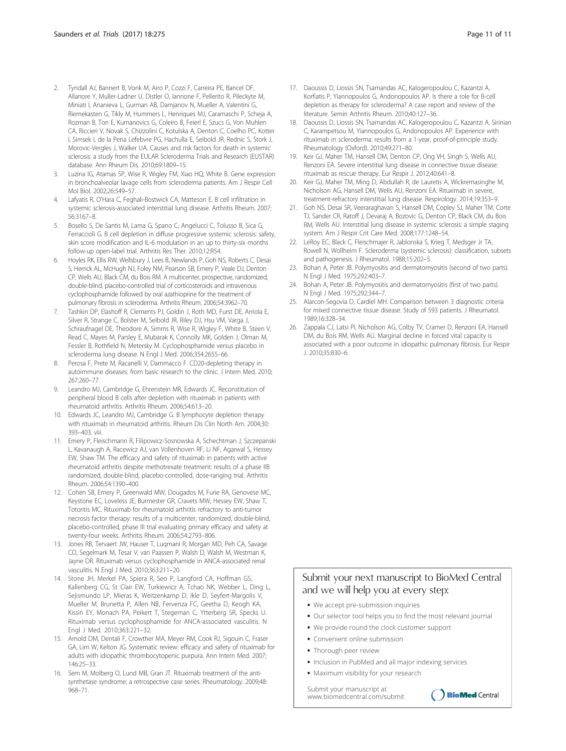2. Tyndall AJ, Bannert B, Vonk M, Airo P, Cozzi F, Carreira PE, Bancel DF, Allanore Y, Muller-Ladner U, Distler O, Iannone F, Pellerito R, Pileckyte M, Miniati I, Ananieva L, Gurman AB, Damjanov N, Mueller A, Valentini G, Riemekasten G, Tikly M, Hummers L, Henriques MJ, Caramaschi P, Scheja A, Rozman B, Ton E, Kumanovics G, Coleiro B, Feierl E, Szucs G, Von Muhlen CA, Riccieri V, Novak S, Chizzolini C, Kotulska A, Denton C, Coelho PC, Kotter I, Simsek I, de la Pena Lefebvre PG, Hachulla E, Seibold JR, Rednic S, Stork J, Morovic-Vergles J, Walker UA. Causes and risk factors for death in systemic sclerosis: a study from the EULAR Scleroderma Trials and Research (EUSTAR) database. Ann Rheum Dis. 2010;69:1809–15.
3. Luzina IG, Atamas SP, Wise R, Wigley FM, Xiao HQ, White B. Gene expression in bronchoalveolar lavage cells from scleroderma patients. Am J Respir Cell Mol Biol. 2002;26:549–57.
4. Lafyatis R, O'Hara C, Feghali-Bostwick CA, Matteson E. B cell infiltration in systemic sclerosis-associated interstitial lung disease. Arthritis Rheum. 2007; 56:3167–8.
5. Bosello S, De Santis M, Lama G, Spano C, Angelucci C, Tolusso B, Sica G, Ferraccioli G. B cell depletion in diffuse progressive systemic sclerosis: safety, skin score modification and IL-6 modulation in an up to thirty-six months follow-up open-label trial. Arthritis Res Ther. 2010;12:R54.
6. Hoyles RK, Ellis RW, Wellsbury J, Lees B, Newlands P, Goh NS, Roberts C, Desai S, Herrick AL, McHugh NJ, Foley NM, Pearson SB, Emery P, Veale DJ, Denton CP, Wells AU, Black CM, du Bois RM. A multicenter, prospective, randomized, double-blind, placebo-controlled trial of corticosteroids and intravenous cyclophosphamide followed by oral azathioprine for the treatment of pulmonary fibrosis in scleroderma. Arthritis Rheum. 2006;54:3962–70.
7. Tashkin DP, Elashoff R, Clements PJ, Goldin J, Roth MD, Furst DE, Arriola E, Silver R, Strange C, Bolster M, Seibold JR, Riley DJ, Hsu VM, Varga J, Schraufnagel DE, Theodore A, Simms R, Wise R, Wigley F, White B, Steen V, Read C, Mayes M, Parsley E, Mubarak K, Connolly MK, Golden J, Olman M, Fessler B, Rothfield N, Metersky M. Cyclophosphamide versus placebo in scleroderma lung disease. N Engl J Med. 2006;354:2655–66.
8. Perosa F, Prete M, Racanelli V, Dammacco F. CD20-depleting therapy in autoimmune diseases: from basic research to the clinic. J Intern Med. 2010; 267:260–77.
9. Leandro MJ, Cambridge G, Ehrenstein MR, Edwards JC. Reconstitution of peripheral blood B cells after depletion with rituximab in patients with rheumatoid arthritis. Arthritis Rheum. 2006;54:613–20.
10. Edwards JC, Leandro MJ, Cambridge G. B lymphocyte depletion therapy with rituximab in rheumatoid arthritis. Rheum Dis Clin North Am. 2004;30: 393–403. viii.
11. Emery P, Fleischmann R, Filipowicz-Sosnowska A, Schechtman J, Szczepanski L, Kavanaugh A, Racewicz AJ, van Vollenhoven RF, Li NF, Agarwal S, Hessey EW, Shaw TM. The efficacy and safety of rituximab in patients with active rheumatoid arthritis despite methotrexate treatment: results of a phase IIB randomized, double-blind, placebo-controlled, dose-ranging trial. Arthritis Rheum. 2006;54:1390–400.
12. Cohen SB, Emery P, Greenwald MW, Dougados M, Furie RA, Genovese MC, Keystone EC, Loveless JE, Burmester GR, Cravets MW, Hessey EW, Shaw T, Totoritis MC. Rituximab for rheumatoid arthritis refractory to anti-tumor necrosis factor therapy: results of a multicenter, randomized, double-blind, placebo-controlled, phase III trial evaluating primary efficacy and safety at twenty-four weeks. Arthritis Rheum. 2006;54:2793–806.
13. Jones RB, Tervaert JW, Hauser T, Luqmani R, Morgan MD, Peh CA, Savage CO, Segelmark M, Tesar V, van Paassen P, Walsh D, Walsh M, Westman K, Jayne DR. Rituximab versus cyclophosphamide in ANCA-associated renal vasculitis. N Engl J Med. 2010;363:211–20.
14. Stone JH, Merkel PA, Spiera R, Seo P, Langford CA, Hoffman GS, Kallenberg CG, St Clair EW, Turkiewicz A, Tchao NK, Webber L, Ding L, Sejismundo LP, Mieras K, Weitzenkamp D, Ikle D, Seyfert-Margolis V, Mueller M, Brunetta P, Allen NB, Fervenza FC, Geetha D, Keogh KA, Kissin EY, Monach PA, Peikert T, Stegeman C, Ytterberg SR, Specks U. Rituximab versus cyclophosphamide for ANCA-associated vasculitis. N Engl J Med. 2010;363:221–32.
15. Arnold DM, Dentali F, Crowther MA, Meyer RM, Cook RJ, Sigouin C, Fraser GA, Lim W, Kelton JG. Systematic review: efficacy and safety of rituximab for adults with idiopathic thrombocytopenic purpura. Ann Intern Med. 2007; 146:25–33.
16. Sem M, Molberg O, Lund MB, Gran JT. Rituximab treatment of the anti-synthetase syndrome: a retrospective case series. Rheumatology. 2009;48: 968–71.
17. Daoussis D, Liossis SN, Tsamandas AC, Kalogeropoulou C, Kazantzi A, Korfiatis P, Yiannopoulos G, Andonopoulos AP. Is there a role for B-cell depletion as therapy for scleroderma? A case report and review of the literature. Semin Arthritis Rheum. 2010;40:127–36.
18. Daoussis D, Liossis SN, Tsamandas AC, Kalogeropoulou C, Kazantzi A, Sirinian C, Karampetsou M, Yiannopoulos G, Andonopoulos AP. Experience with rituximab in scleroderma: results from a 1-year, proof-of-principle study. Rheumatology (Oxford). 2010;49:271–80.
19. Keir GJ, Maher TM, Hansell DM, Denton CP, Ong VH, Singh S, Wells AU, Renzoni EA. Severe interstitial lung disease in connective tissue disease: rituximab as rescue therapy. Eur Respir J. 2012;40:641–8.
20. Keir GJ, Maher TM, Ming D, Abdullah R, de Lauretis A, Wickremasinghe M, Nicholson AG, Hansell DM, Wells AU, Renzoni EA. Rituximab in severe, treatment-refractory interstitial lung disease. Respirology. 2014;19:353–9.
21. Goh NS, Desai SR, Veeraraghavan S, Hansell DM, Copley SJ, Maher TM, Corte TJ, Sander CR, Ratoff J, Devaraj A, Bozovic G, Denton CP, Black CM, du Bois RM, Wells AU. Interstitial lung disease in systemic sclerosis: a simple staging system. Am J Respir Crit Care Med. 2008;177:1248–54.
22. LeRoy EC, Black C, Fleischmajer R, Jablonska S, Krieg T, Medsger Jr TA, Rowell N, Wollheim F. Scleroderma (systemic sclerosis): classification, subsets and pathogenesis. J Rheumatol. 1988;15:202–5.
23. Bohan A, Peter JB. Polymyositis and dermatomyositis (second of two parts). N Engl J Med. 1975;292:403–7.
24. Bohan A, Peter JB. Polymyositis and dermatomyositis (first of two parts). N Engl J Med. 1975;292:344–7.
25. Alarcon-Segovia D, Cardiel MH. Comparison between 3 diagnostic criteria for mixed connective tissue disease. Study of 593 patients. J Rheumatol. 1989;16:328–34.
26. Zappala CJ, Latsi PI, Nicholson AG, Colby TV, Cramer D, Renzoni EA, Hansell DM, du Bois RM, Wells AU. Marginal decline in forced vital capacity is associated with a poor outcome in idiopathic pulmonary fibrosis. Eur Respir J. 2010;35:830–6.

Submit your next manuscript to BioMed Central and we will help you at every step:

- We accept pre-submission inquiries
- Our selector tool helps you to find the most relevant journal
- We provide round the clock customer support
- Convenient online submission
- Thorough peer review
- Inclusion in PubMed and all major indexing services
- Maximum visibility for your research

Submit your manuscript at www.biomedcentral.com/submit

BioMed Central